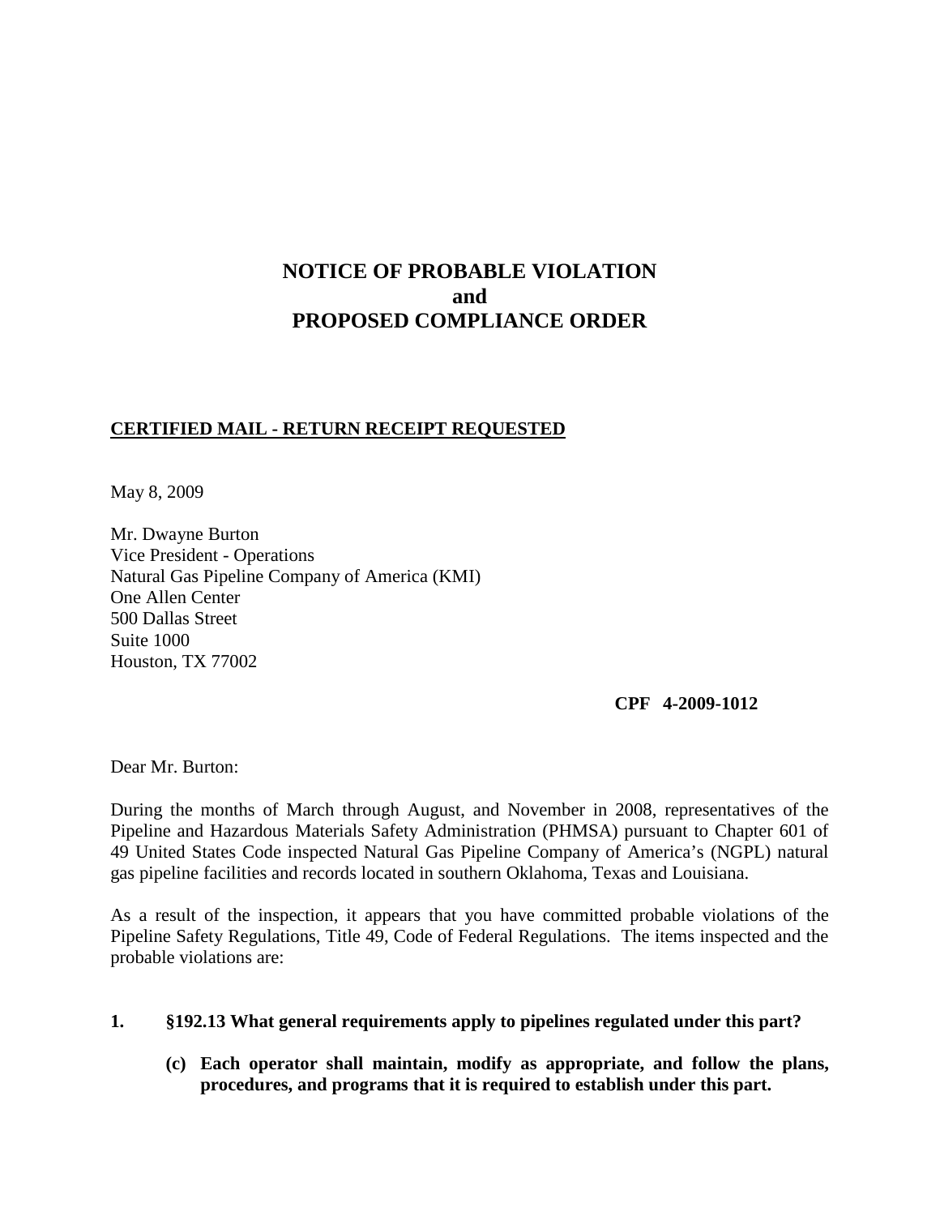# NOTICE OF PROBABLE VIOLATION
# and
# PROPOSED COMPLIANCE ORDER

**CERTIFIED MAIL - RETURN RECEIPT REQUESTED**

May 8, 2009

Mr. Dwayne Burton
Vice President - Operations
Natural Gas Pipeline Company of America (KMI)
One Allen Center
500 Dallas Street
Suite 1000
Houston, TX 77002

**CPF 4-2009-1012**

Dear Mr. Burton:

During the months of March through August, and November in 2008, representatives of the Pipeline and Hazardous Materials Safety Administration (PHMSA) pursuant to Chapter 601 of 49 United States Code inspected Natural Gas Pipeline Company of America's (NGPL) natural gas pipeline facilities and records located in southern Oklahoma, Texas and Louisiana.

As a result of the inspection, it appears that you have committed probable violations of the Pipeline Safety Regulations, Title 49, Code of Federal Regulations. The items inspected and the probable violations are:

**1. §192.13 What general requirements apply to pipelines regulated under this part?**

**(c) Each operator shall maintain, modify as appropriate, and follow the plans, procedures, and programs that it is required to establish under this part.**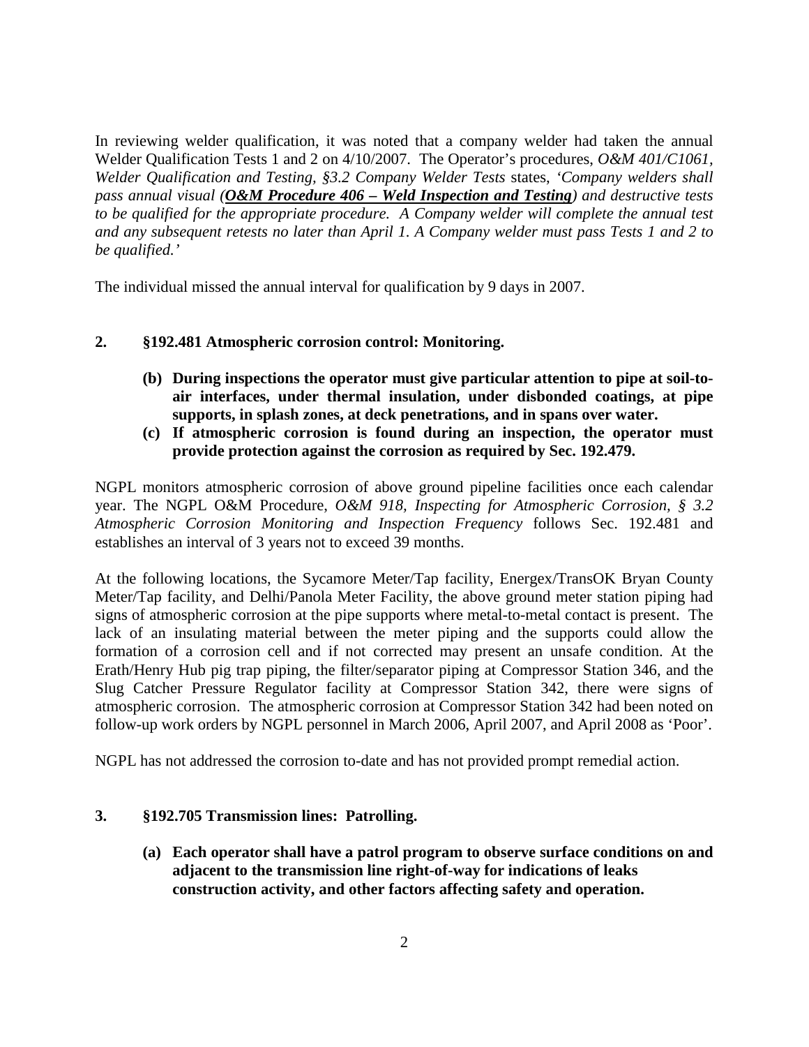In reviewing welder qualification, it was noted that a company welder had taken the annual Welder Qualification Tests 1 and 2 on 4/10/2007. The Operator's procedures, *O&M 401/C1061, Welder Qualification and Testing, §3.2 Company Welder Tests* states, *'Company welders shall pass annual visual (**O&M Procedure 406 – Weld Inspection and Testing**) and destructive tests to be qualified for the appropriate procedure. A Company welder will complete the annual test and any subsequent retests no later than April 1. A Company welder must pass Tests 1 and 2 to be qualified.'*

The individual missed the annual interval for qualification by 9 days in 2007.

**2. §192.481 Atmospheric corrosion control: Monitoring.**

> **(b) During inspections the operator must give particular attention to pipe at soil-to-air interfaces, under thermal insulation, under disbonded coatings, at pipe supports, in splash zones, at deck penetrations, and in spans over water.**
>
> **(c) If atmospheric corrosion is found during an inspection, the operator must provide protection against the corrosion as required by Sec. 192.479.**

NGPL monitors atmospheric corrosion of above ground pipeline facilities once each calendar year. The NGPL O&M Procedure, *O&M 918, Inspecting for Atmospheric Corrosion, § 3.2 Atmospheric Corrosion Monitoring and Inspection Frequency* follows Sec. 192.481 and establishes an interval of 3 years not to exceed 39 months.

At the following locations, the Sycamore Meter/Tap facility, Energex/TransOK Bryan County Meter/Tap facility, and Delhi/Panola Meter Facility, the above ground meter station piping had signs of atmospheric corrosion at the pipe supports where metal-to-metal contact is present. The lack of an insulating material between the meter piping and the supports could allow the formation of a corrosion cell and if not corrected may present an unsafe condition. At the Erath/Henry Hub pig trap piping, the filter/separator piping at Compressor Station 346, and the Slug Catcher Pressure Regulator facility at Compressor Station 342, there were signs of atmospheric corrosion. The atmospheric corrosion at Compressor Station 342 had been noted on follow-up work orders by NGPL personnel in March 2006, April 2007, and April 2008 as 'Poor'.

NGPL has not addressed the corrosion to-date and has not provided prompt remedial action.

**3. §192.705 Transmission lines: Patrolling.**

> **(a) Each operator shall have a patrol program to observe surface conditions on and adjacent to the transmission line right-of-way for indications of leaks construction activity, and other factors affecting safety and operation.**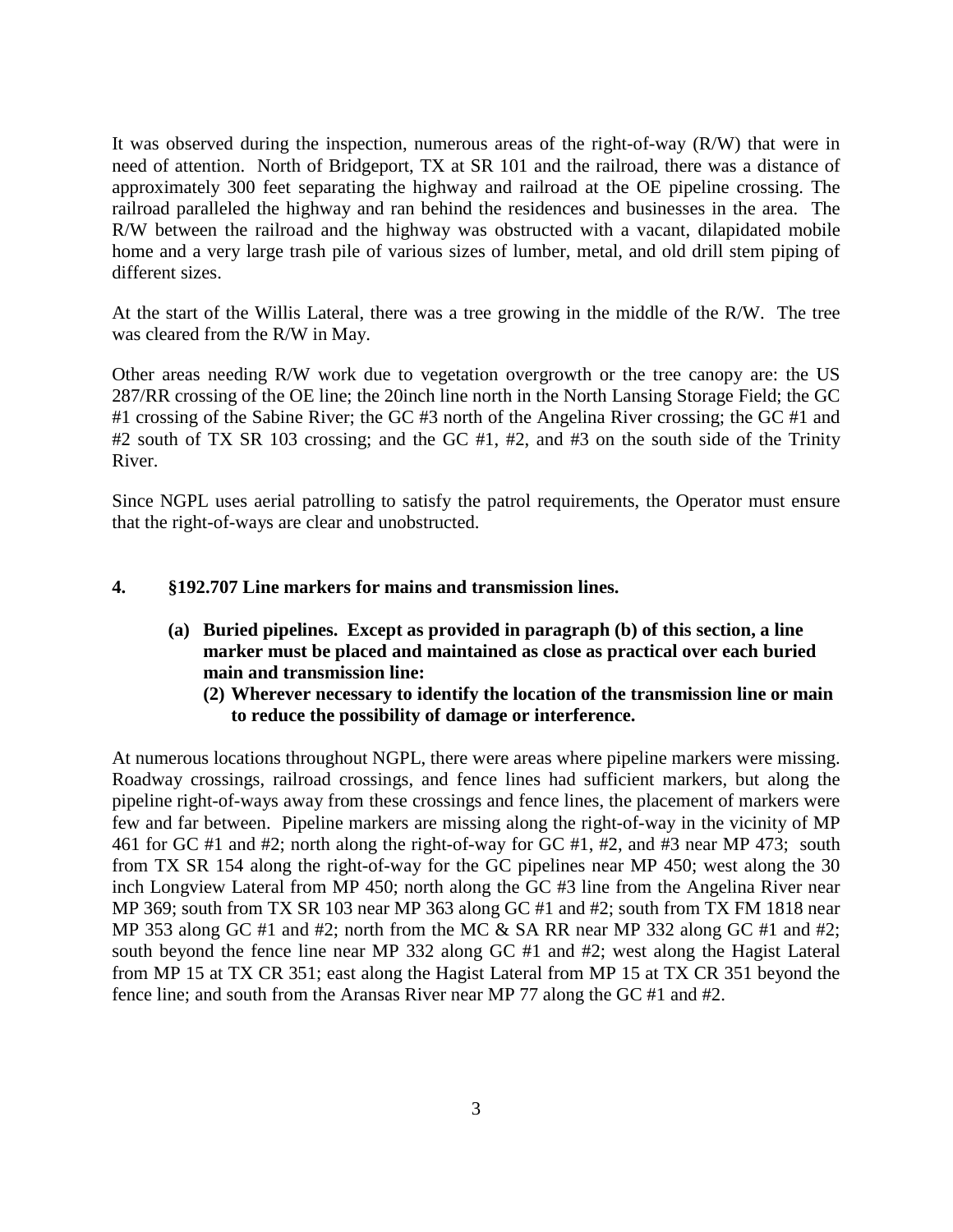It was observed during the inspection, numerous areas of the right-of-way (R/W) that were in need of attention. North of Bridgeport, TX at SR 101 and the railroad, there was a distance of approximately 300 feet separating the highway and railroad at the OE pipeline crossing. The railroad paralleled the highway and ran behind the residences and businesses in the area. The R/W between the railroad and the highway was obstructed with a vacant, dilapidated mobile home and a very large trash pile of various sizes of lumber, metal, and old drill stem piping of different sizes.

At the start of the Willis Lateral, there was a tree growing in the middle of the R/W. The tree was cleared from the R/W in May.

Other areas needing R/W work due to vegetation overgrowth or the tree canopy are: the US 287/RR crossing of the OE line; the 20inch line north in the North Lansing Storage Field; the GC #1 crossing of the Sabine River; the GC #3 north of the Angelina River crossing; the GC #1 and #2 south of TX SR 103 crossing; and the GC #1, #2, and #3 on the south side of the Trinity River.

Since NGPL uses aerial patrolling to satisfy the patrol requirements, the Operator must ensure that the right-of-ways are clear and unobstructed.

**4. §192.707 Line markers for mains and transmission lines.**

> **(a) Buried pipelines. Except as provided in paragraph (b) of this section, a line marker must be placed and maintained as close as practical over each buried main and transmission line:**
>
> > **(2) Wherever necessary to identify the location of the transmission line or main to reduce the possibility of damage or interference.**

At numerous locations throughout NGPL, there were areas where pipeline markers were missing. Roadway crossings, railroad crossings, and fence lines had sufficient markers, but along the pipeline right-of-ways away from these crossings and fence lines, the placement of markers were few and far between. Pipeline markers are missing along the right-of-way in the vicinity of MP 461 for GC #1 and #2; north along the right-of-way for GC #1, #2, and #3 near MP 473; south from TX SR 154 along the right-of-way for the GC pipelines near MP 450; west along the 30 inch Longview Lateral from MP 450; north along the GC #3 line from the Angelina River near MP 369; south from TX SR 103 near MP 363 along GC #1 and #2; south from TX FM 1818 near MP 353 along GC #1 and #2; north from the MC & SA RR near MP 332 along GC #1 and #2; south beyond the fence line near MP 332 along GC #1 and #2; west along the Hagist Lateral from MP 15 at TX CR 351; east along the Hagist Lateral from MP 15 at TX CR 351 beyond the fence line; and south from the Aransas River near MP 77 along the GC #1 and #2.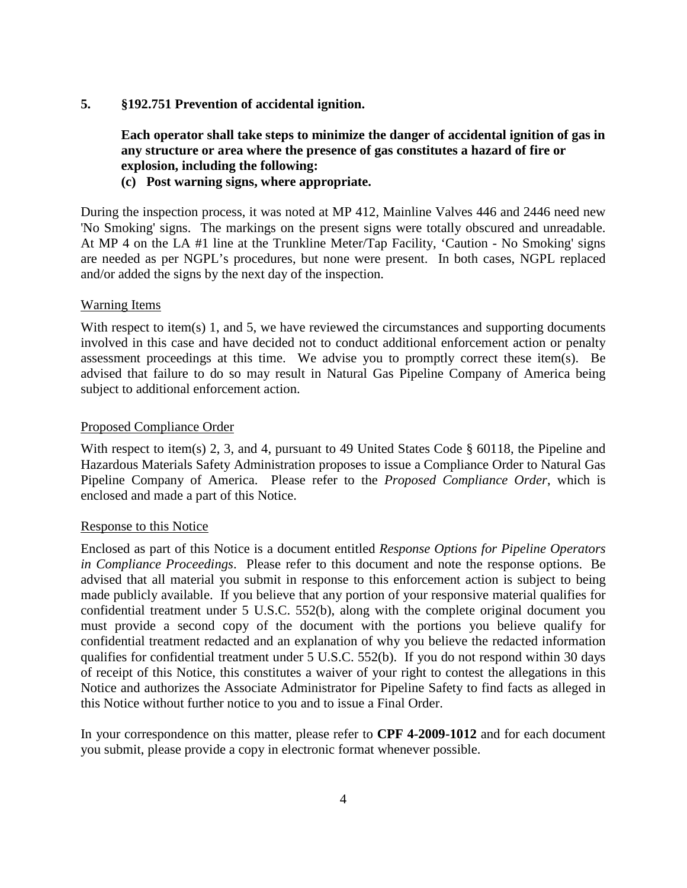**5. §192.751 Prevention of accidental ignition.**

**Each operator shall take steps to minimize the danger of accidental ignition of gas in any structure or area where the presence of gas constitutes a hazard of fire or explosion, including the following:**
**(c) Post warning signs, where appropriate.**

During the inspection process, it was noted at MP 412, Mainline Valves 446 and 2446 need new 'No Smoking' signs. The markings on the present signs were totally obscured and unreadable. At MP 4 on the LA #1 line at the Trunkline Meter/Tap Facility, 'Caution - No Smoking' signs are needed as per NGPL's procedures, but none were present. In both cases, NGPL replaced and/or added the signs by the next day of the inspection.

Warning Items

With respect to item(s) 1, and 5, we have reviewed the circumstances and supporting documents involved in this case and have decided not to conduct additional enforcement action or penalty assessment proceedings at this time. We advise you to promptly correct these item(s). Be advised that failure to do so may result in Natural Gas Pipeline Company of America being subject to additional enforcement action.

Proposed Compliance Order

With respect to item(s) 2, 3, and 4, pursuant to 49 United States Code § 60118, the Pipeline and Hazardous Materials Safety Administration proposes to issue a Compliance Order to Natural Gas Pipeline Company of America. Please refer to the *Proposed Compliance Order*, which is enclosed and made a part of this Notice.

Response to this Notice

Enclosed as part of this Notice is a document entitled *Response Options for Pipeline Operators in Compliance Proceedings*. Please refer to this document and note the response options. Be advised that all material you submit in response to this enforcement action is subject to being made publicly available. If you believe that any portion of your responsive material qualifies for confidential treatment under 5 U.S.C. 552(b), along with the complete original document you must provide a second copy of the document with the portions you believe qualify for confidential treatment redacted and an explanation of why you believe the redacted information qualifies for confidential treatment under 5 U.S.C. 552(b). If you do not respond within 30 days of receipt of this Notice, this constitutes a waiver of your right to contest the allegations in this Notice and authorizes the Associate Administrator for Pipeline Safety to find facts as alleged in this Notice without further notice to you and to issue a Final Order.

In your correspondence on this matter, please refer to **CPF 4-2009-1012** and for each document you submit, please provide a copy in electronic format whenever possible.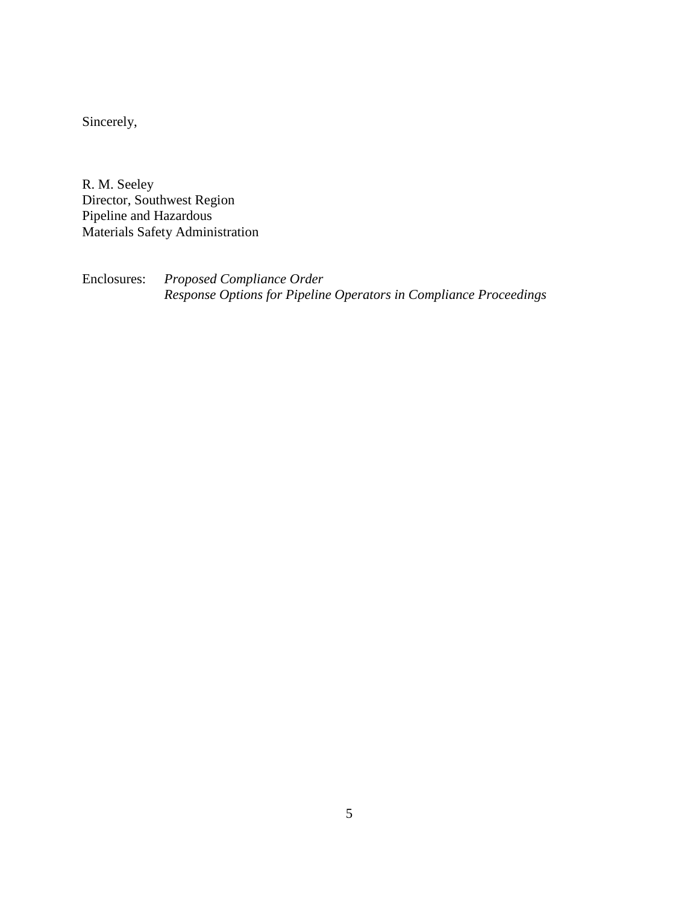Sincerely,

R. M. Seeley  
Director, Southwest Region  
Pipeline and Hazardous  
Materials Safety Administration

Enclosures: *Proposed Compliance Order*  
*Response Options for Pipeline Operators in Compliance Proceedings*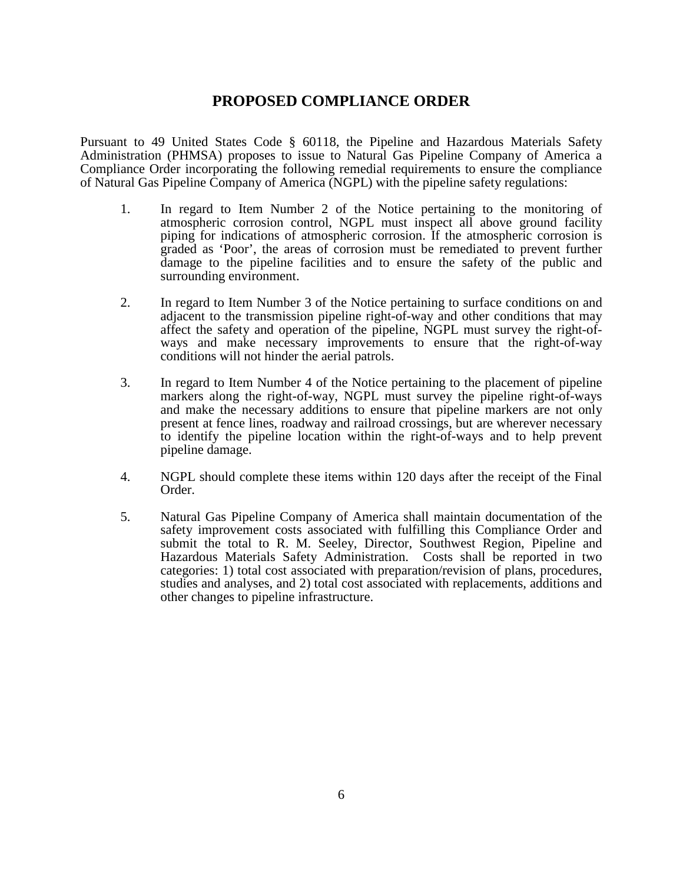# PROPOSED COMPLIANCE ORDER

Pursuant to 49 United States Code § 60118, the Pipeline and Hazardous Materials Safety Administration (PHMSA) proposes to issue to Natural Gas Pipeline Company of America a Compliance Order incorporating the following remedial requirements to ensure the compliance of Natural Gas Pipeline Company of America (NGPL) with the pipeline safety regulations:

1. In regard to Item Number 2 of the Notice pertaining to the monitoring of atmospheric corrosion control, NGPL must inspect all above ground facility piping for indications of atmospheric corrosion. If the atmospheric corrosion is graded as 'Poor', the areas of corrosion must be remediated to prevent further damage to the pipeline facilities and to ensure the safety of the public and surrounding environment.

2. In regard to Item Number 3 of the Notice pertaining to surface conditions on and adjacent to the transmission pipeline right-of-way and other conditions that may affect the safety and operation of the pipeline, NGPL must survey the right-of-ways and make necessary improvements to ensure that the right-of-way conditions will not hinder the aerial patrols.

3. In regard to Item Number 4 of the Notice pertaining to the placement of pipeline markers along the right-of-way, NGPL must survey the pipeline right-of-ways and make the necessary additions to ensure that pipeline markers are not only present at fence lines, roadway and railroad crossings, but are wherever necessary to identify the pipeline location within the right-of-ways and to help prevent pipeline damage.

4. NGPL should complete these items within 120 days after the receipt of the Final Order.

5. Natural Gas Pipeline Company of America shall maintain documentation of the safety improvement costs associated with fulfilling this Compliance Order and submit the total to R. M. Seeley, Director, Southwest Region, Pipeline and Hazardous Materials Safety Administration. Costs shall be reported in two categories: 1) total cost associated with preparation/revision of plans, procedures, studies and analyses, and 2) total cost associated with replacements, additions and other changes to pipeline infrastructure.